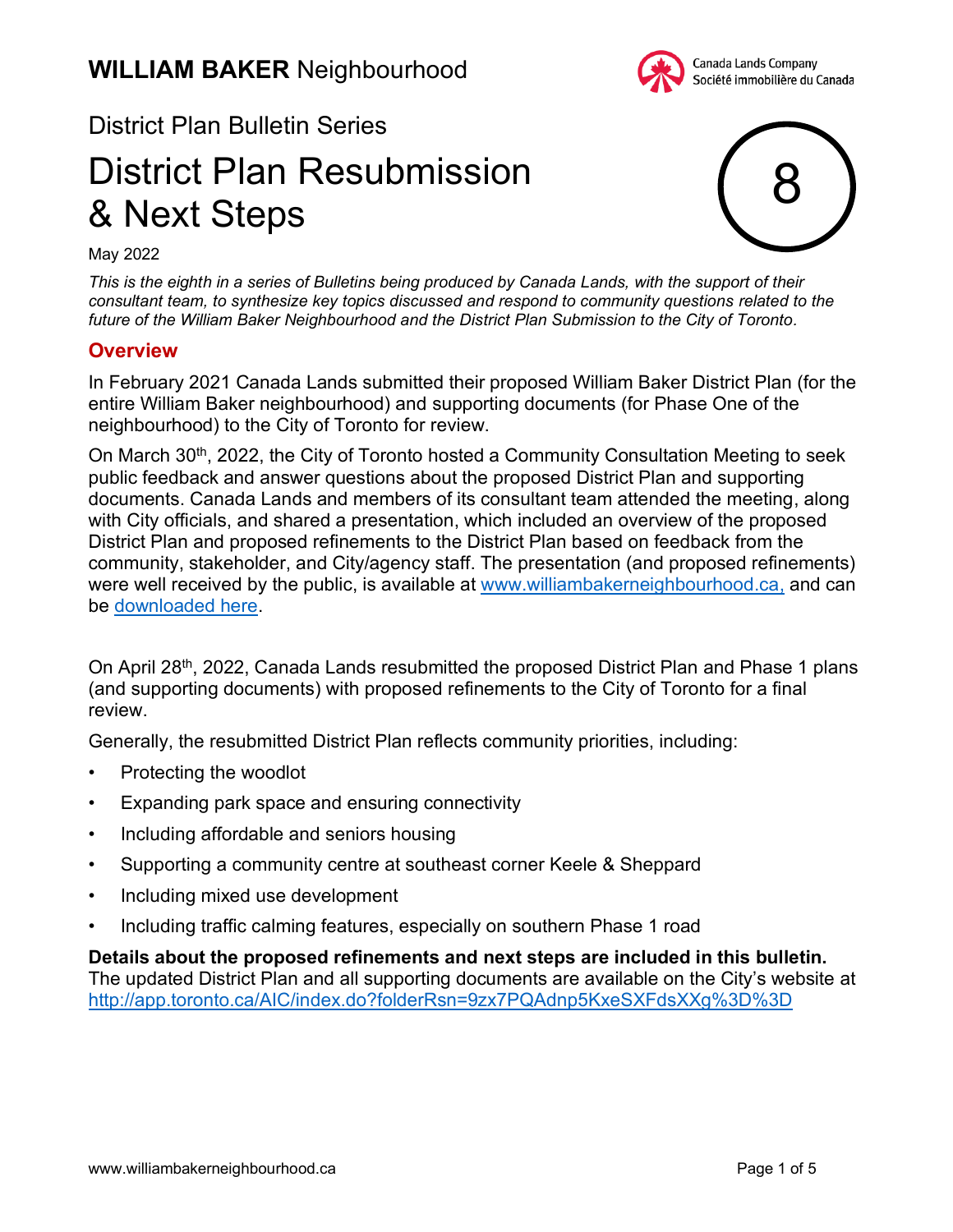# WILLIAM BAKER Neighbourhood

Canada Lands Company
Société immobilière du Canada

## District Plan Bulletin Series

# District Plan Resubmission & Next Steps

8

May 2022

*This is the eighth in a series of Bulletins being produced by Canada Lands, with the support of their consultant team, to synthesize key topics discussed and respond to community questions related to the future of the William Baker Neighbourhood and the District Plan Submission to the City of Toronto.*

## Overview

In February 2021 Canada Lands submitted their proposed William Baker District Plan (for the entire William Baker neighbourhood) and supporting documents (for Phase One of the neighbourhood) to the City of Toronto for review.

On March 30th, 2022, the City of Toronto hosted a Community Consultation Meeting to seek public feedback and answer questions about the proposed District Plan and supporting documents. Canada Lands and members of its consultant team attended the meeting, along with City officials, and shared a presentation, which included an overview of the proposed District Plan and proposed refinements to the District Plan based on feedback from the community, stakeholder, and City/agency staff. The presentation (and proposed refinements) were well received by the public, is available at [www.williambakerneighbourhood.ca,](www.williambakerneighbourhood.ca) and can be [downloaded here](downloaded here).

On April 28th, 2022, Canada Lands resubmitted the proposed District Plan and Phase 1 plans (and supporting documents) with proposed refinements to the City of Toronto for a final review.

Generally, the resubmitted District Plan reflects community priorities, including:

- Protecting the woodlot
- Expanding park space and ensuring connectivity
- Including affordable and seniors housing
- Supporting a community centre at southeast corner Keele & Sheppard
- Including mixed use development
- Including traffic calming features, especially on southern Phase 1 road

**Details about the proposed refinements and next steps are included in this bulletin.** The updated District Plan and all supporting documents are available on the City's website at [http://app.toronto.ca/AIC/index.do?folderRsn=9zx7PQAdnp5KxeSXFdsXXg%3D%3D](http://app.toronto.ca/AIC/index.do?folderRsn=9zx7PQAdnp5KxeSXFdsXXg%3D%3D)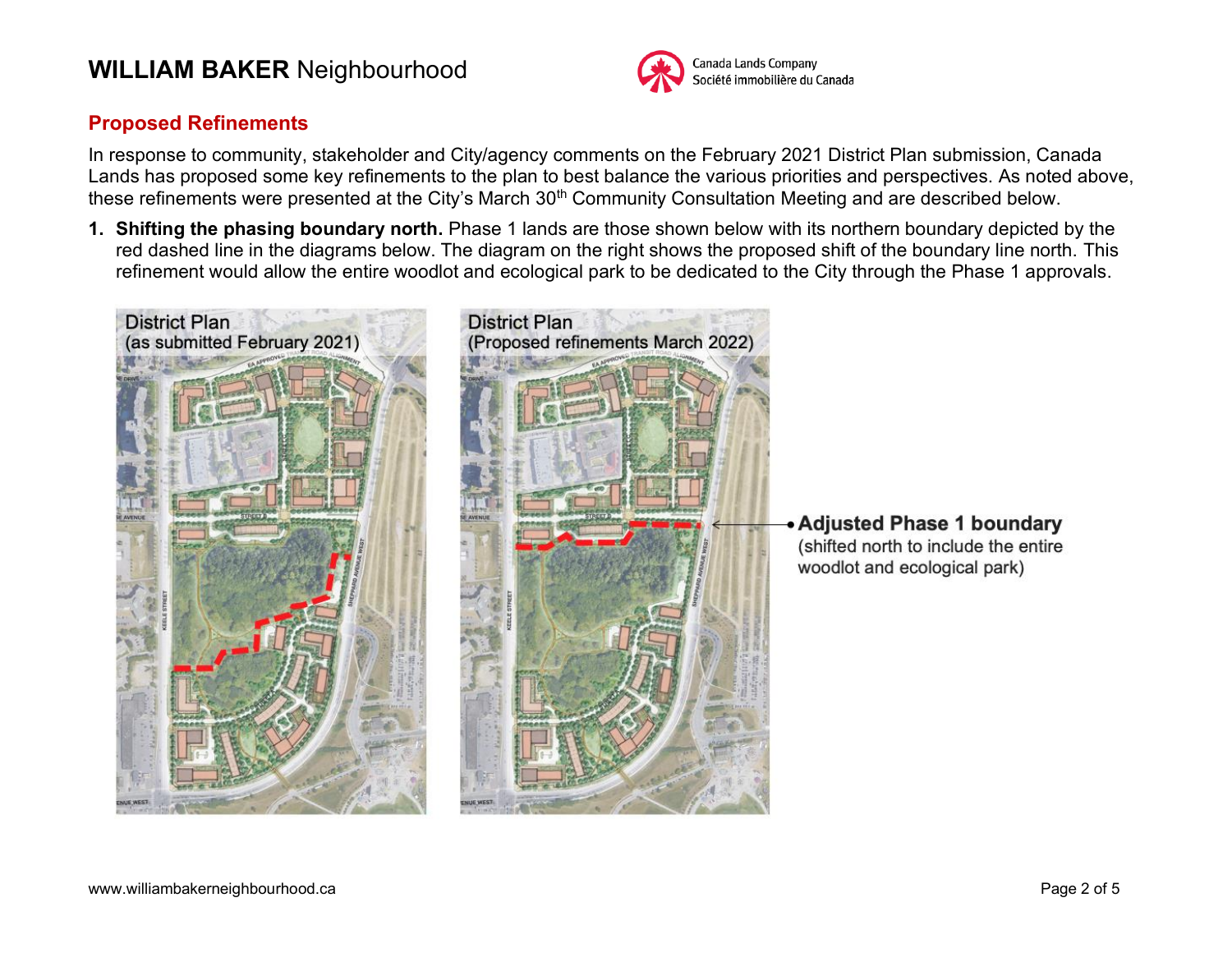## Proposed Refinements

In response to community, stakeholder and City/agency comments on the February 2021 District Plan submission, Canada Lands has proposed some key refinements to the plan to best balance the various priorities and perspectives. As noted above, these refinements were presented at the City's March 30th Community Consultation Meeting and are described below.

1. **Shifting the phasing boundary north.** Phase 1 lands are those shown below with its northern boundary depicted by the red dashed line in the diagrams below. The diagram on the right shows the proposed shift of the boundary line north. This refinement would allow the entire woodlot and ecological park to be dedicated to the City through the Phase 1 approvals.

District Plan (as submitted February 2021)

District Plan (Proposed refinements March 2022)

**Adjusted Phase 1 boundary** (shifted north to include the entire woodlot and ecological park)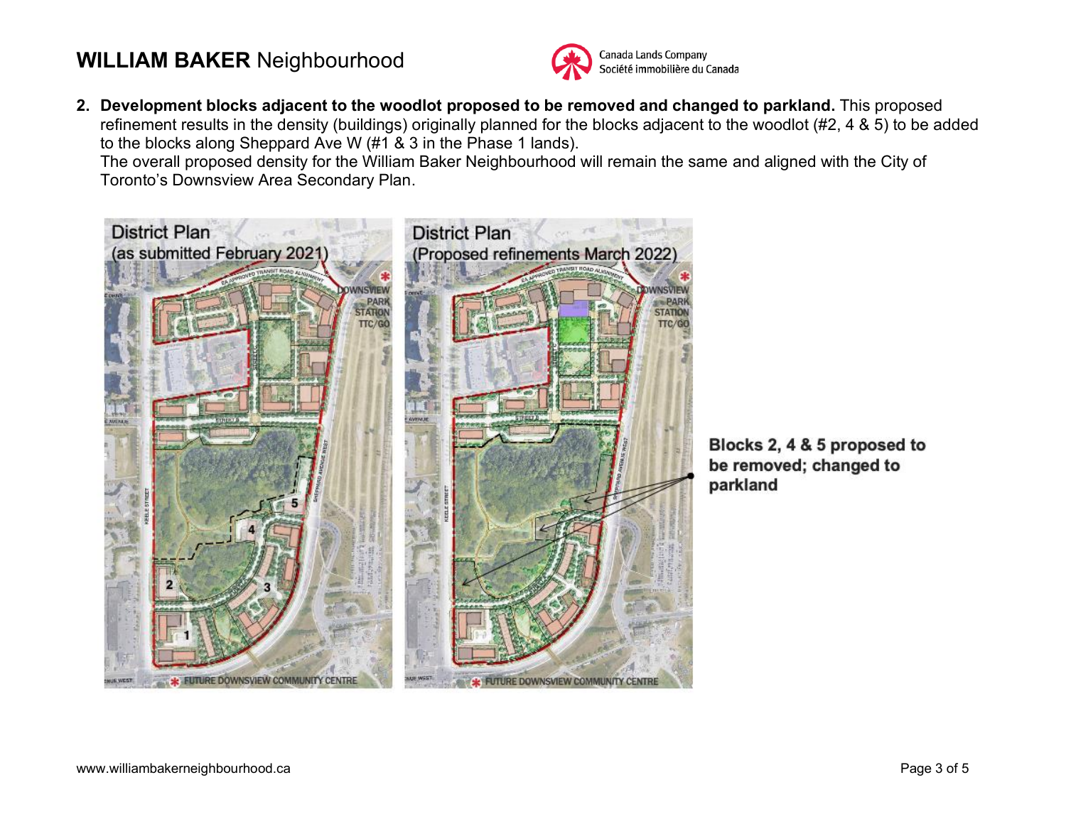2. **Development blocks adjacent to the woodlot proposed to be removed and changed to parkland.** This proposed refinement results in the density (buildings) originally planned for the blocks adjacent to the woodlot (#2, 4 & 5) to be added to the blocks along Sheppard Ave W (#1 & 3 in the Phase 1 lands).
   The overall proposed density for the William Baker Neighbourhood will remain the same and aligned with the City of Toronto's Downsview Area Secondary Plan.

District Plan (as submitted February 2021)

District Plan (Proposed refinements March 2022)

**Blocks 2, 4 & 5 proposed to be removed; changed to parkland**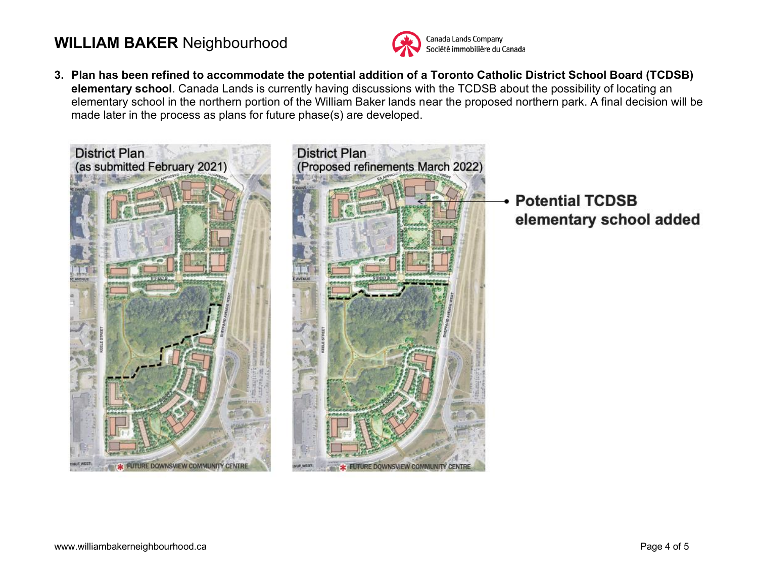3. **Plan has been refined to accommodate the potential addition of a Toronto Catholic District School Board (TCDSB) elementary school**. Canada Lands is currently having discussions with the TCDSB about the possibility of locating an elementary school in the northern portion of the William Baker lands near the proposed northern park. A final decision will be made later in the process as plans for future phase(s) are developed.

District Plan (as submitted February 2021)

District Plan (Proposed refinements March 2022)

- **Potential TCDSB elementary school added**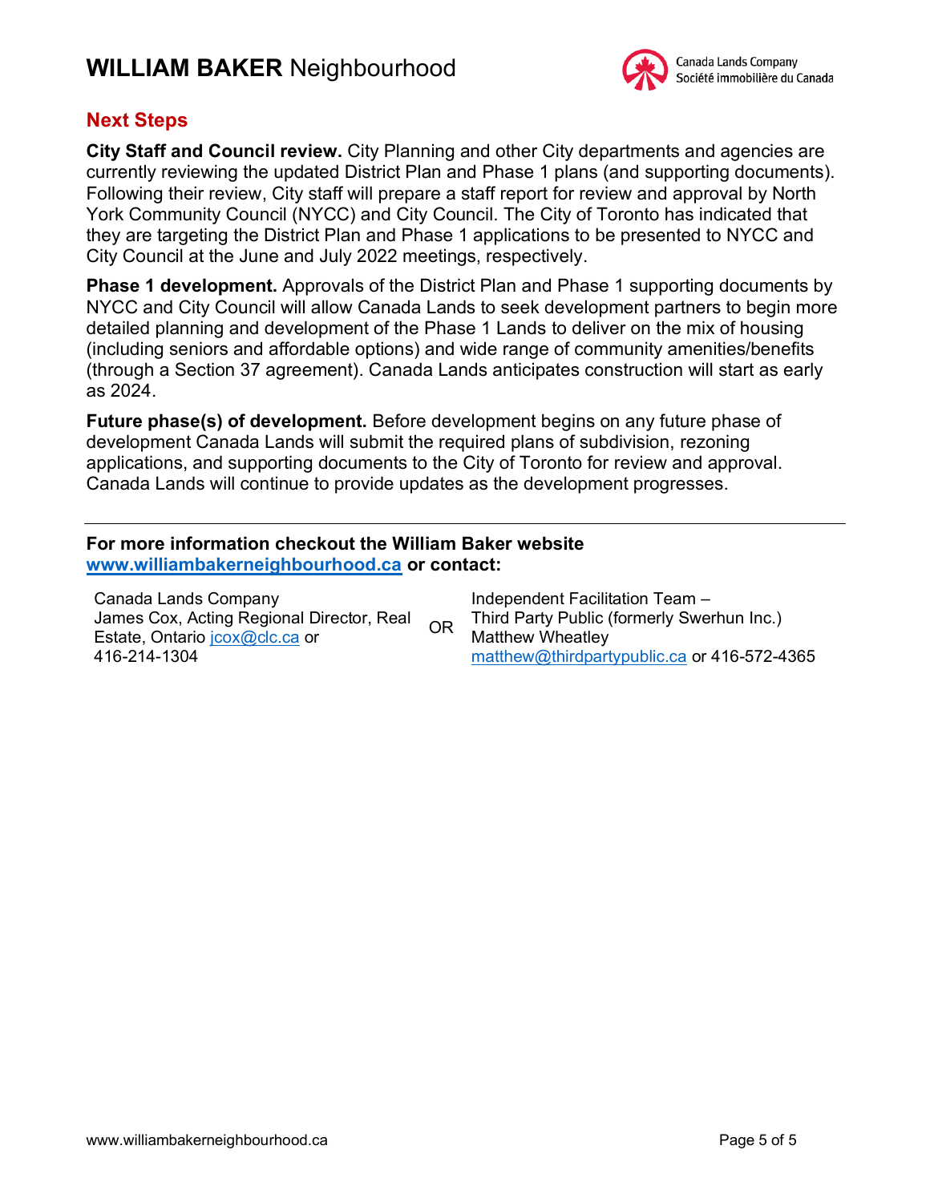## Next Steps

**City Staff and Council review.** City Planning and other City departments and agencies are currently reviewing the updated District Plan and Phase 1 plans (and supporting documents). Following their review, City staff will prepare a staff report for review and approval by North York Community Council (NYCC) and City Council. The City of Toronto has indicated that they are targeting the District Plan and Phase 1 applications to be presented to NYCC and City Council at the June and July 2022 meetings, respectively.

**Phase 1 development.** Approvals of the District Plan and Phase 1 supporting documents by NYCC and City Council will allow Canada Lands to seek development partners to begin more detailed planning and development of the Phase 1 Lands to deliver on the mix of housing (including seniors and affordable options) and wide range of community amenities/benefits (through a Section 37 agreement). Canada Lands anticipates construction will start as early as 2024.

**Future phase(s) of development.** Before development begins on any future phase of development Canada Lands will submit the required plans of subdivision, rezoning applications, and supporting documents to the City of Toronto for review and approval. Canada Lands will continue to provide updates as the development progresses.

---

**For more information checkout the William Baker website [www.williambakerneighbourhood.ca](http://www.williambakerneighbourhood.ca) or contact:**

| | | |
|---|---|---|
| Canada Lands Company<br>James Cox, Acting Regional Director, Real Estate, Ontario jcox@clc.ca or 416-214-1304 | OR | Independent Facilitation Team – Third Party Public (formerly Swerhun Inc.)<br>Matthew Wheatley<br>matthew@thirdpartypublic.ca or 416-572-4365 |